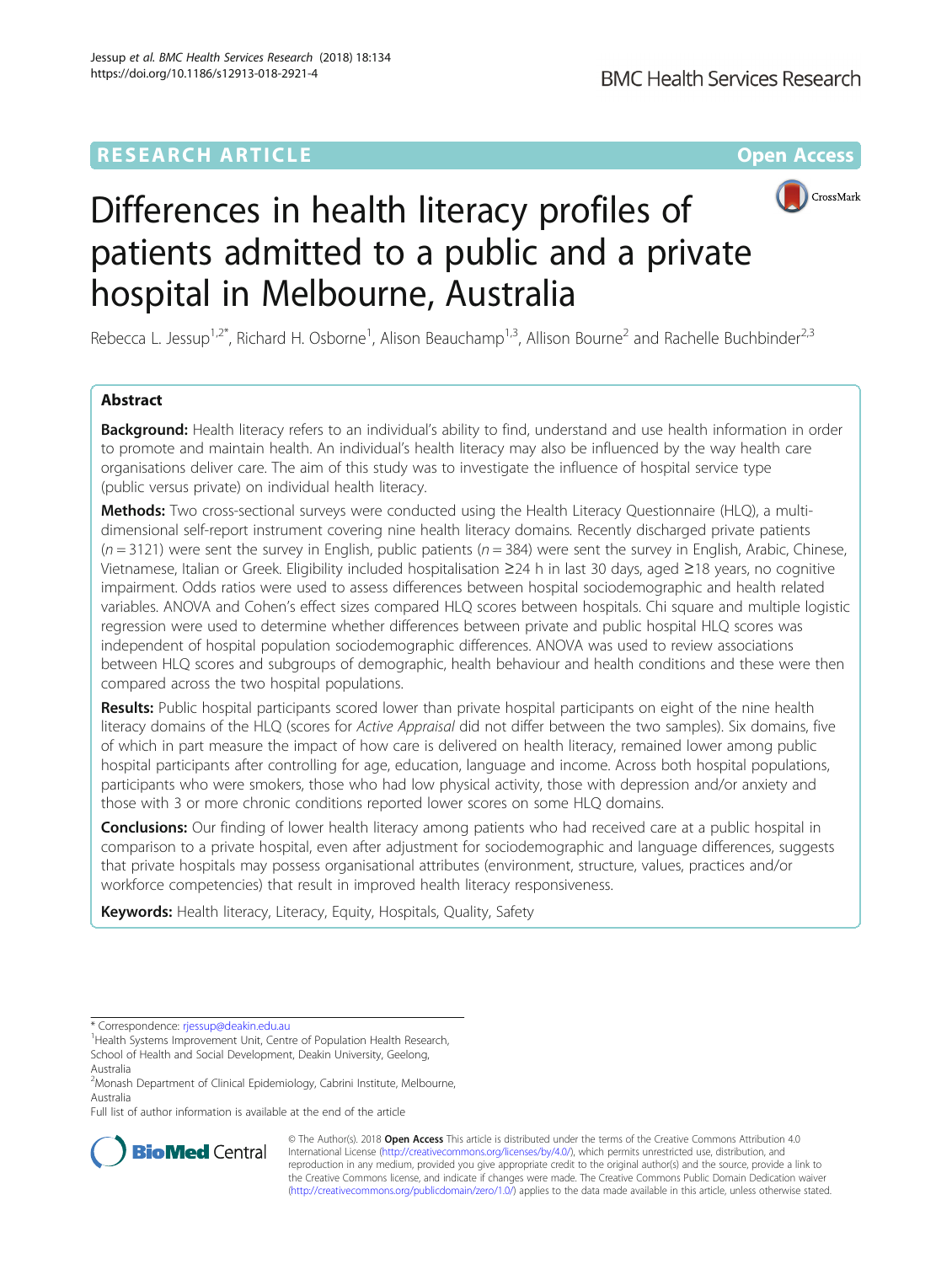RESEARCH ARTICLE

Open Access

# Differences in health literacy profiles of patients admitted to a public and a private hospital in Melbourne, Australia

Rebecca L. Jessup[1,2*], Richard H. Osborne[1], Alison Beauchamp[1,3], Allison Bourne[2] and Rachelle Buchbinder[2,3]

## Abstract

**Background:** Health literacy refers to an individual's ability to find, understand and use health information in order to promote and maintain health. An individual's health literacy may also be influenced by the way health care organisations deliver care. The aim of this study was to investigate the influence of hospital service type (public versus private) on individual health literacy.

**Methods:** Two cross-sectional surveys were conducted using the Health Literacy Questionnaire (HLQ), a multi-dimensional self-report instrument covering nine health literacy domains. Recently discharged private patients ($n = 3121$) were sent the survey in English, public patients ($n = 384$) were sent the survey in English, Arabic, Chinese, Vietnamese, Italian or Greek. Eligibility included hospitalisation ≥24 h in last 30 days, aged ≥18 years, no cognitive impairment. Odds ratios were used to assess differences between hospital sociodemographic and health related variables. ANOVA and Cohen's effect sizes compared HLQ scores between hospitals. Chi square and multiple logistic regression were used to determine whether differences between private and public hospital HLQ scores was independent of hospital population sociodemographic differences. ANOVA was used to review associations between HLQ scores and subgroups of demographic, health behaviour and health conditions and these were then compared across the two hospital populations.

**Results:** Public hospital participants scored lower than private hospital participants on eight of the nine health literacy domains of the HLQ (scores for *Active Appraisal* did not differ between the two samples). Six domains, five of which in part measure the impact of how care is delivered on health literacy, remained lower among public hospital participants after controlling for age, education, language and income. Across both hospital populations, participants who were smokers, those who had low physical activity, those with depression and/or anxiety and those with 3 or more chronic conditions reported lower scores on some HLQ domains.

**Conclusions:** Our finding of lower health literacy among patients who had received care at a public hospital in comparison to a private hospital, even after adjustment for sociodemographic and language differences, suggests that private hospitals may possess organisational attributes (environment, structure, values, practices and/or workforce competencies) that result in improved health literacy responsiveness.

**Keywords:** Health literacy, Literacy, Equity, Hospitals, Quality, Safety

---

* Correspondence: rjessup@deakin.edu.au
[1]Health Systems Improvement Unit, Centre of Population Health Research, School of Health and Social Development, Deakin University, Geelong, Australia
[2]Monash Department of Clinical Epidemiology, Cabrini Institute, Melbourne, Australia
Full list of author information is available at the end of the article

© The Author(s). 2018 **Open Access** This article is distributed under the terms of the Creative Commons Attribution 4.0 International License (http://creativecommons.org/licenses/by/4.0/), which permits unrestricted use, distribution, and reproduction in any medium, provided you give appropriate credit to the original author(s) and the source, provide a link to the Creative Commons license, and indicate if changes were made. The Creative Commons Public Domain Dedication waiver (http://creativecommons.org/publicdomain/zero/1.0/) applies to the data made available in this article, unless otherwise stated.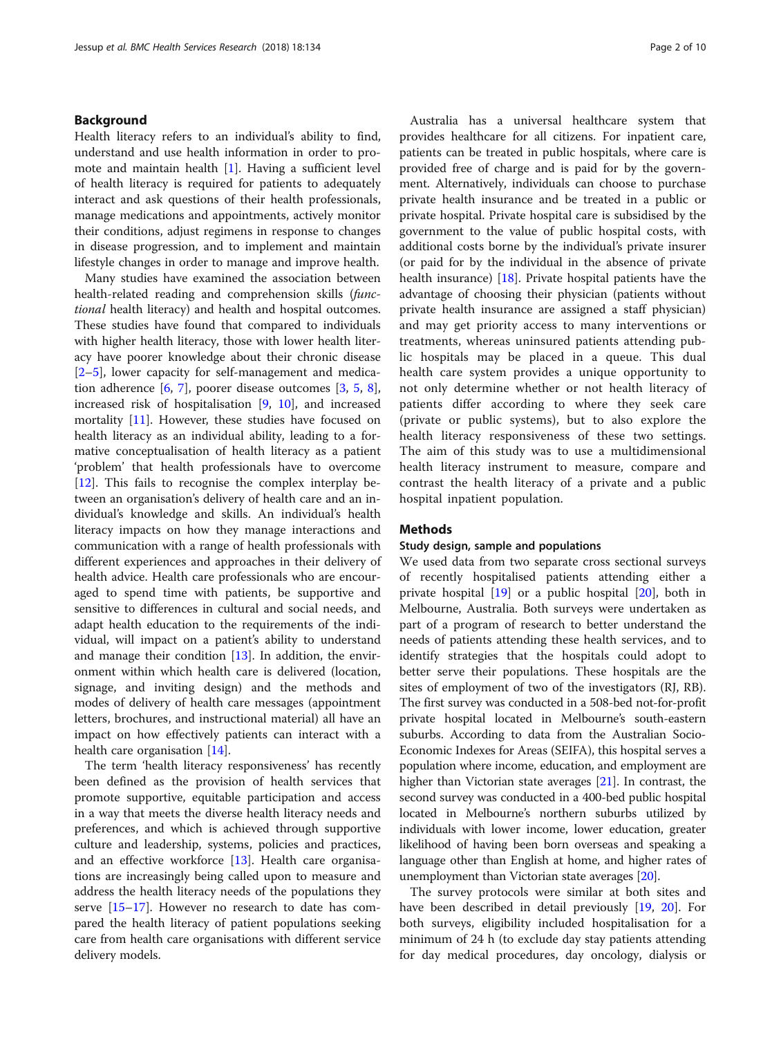## Background

Health literacy refers to an individual's ability to find, understand and use health information in order to promote and maintain health [1]. Having a sufficient level of health literacy is required for patients to adequately interact and ask questions of their health professionals, manage medications and appointments, actively monitor their conditions, adjust regimens in response to changes in disease progression, and to implement and maintain lifestyle changes in order to manage and improve health.

Many studies have examined the association between health-related reading and comprehension skills (*functional* health literacy) and health and hospital outcomes. These studies have found that compared to individuals with higher health literacy, those with lower health literacy have poorer knowledge about their chronic disease [2–5], lower capacity for self-management and medication adherence [6, 7], poorer disease outcomes [3, 5, 8], increased risk of hospitalisation [9, 10], and increased mortality [11]. However, these studies have focused on health literacy as an individual ability, leading to a formative conceptualisation of health literacy as a patient 'problem' that health professionals have to overcome [12]. This fails to recognise the complex interplay between an organisation's delivery of health care and an individual's knowledge and skills. An individual's health literacy impacts on how they manage interactions and communication with a range of health professionals with different experiences and approaches in their delivery of health advice. Health care professionals who are encouraged to spend time with patients, be supportive and sensitive to differences in cultural and social needs, and adapt health education to the requirements of the individual, will impact on a patient's ability to understand and manage their condition [13]. In addition, the environment within which health care is delivered (location, signage, and inviting design) and the methods and modes of delivery of health care messages (appointment letters, brochures, and instructional material) all have an impact on how effectively patients can interact with a health care organisation [14].

The term 'health literacy responsiveness' has recently been defined as the provision of health services that promote supportive, equitable participation and access in a way that meets the diverse health literacy needs and preferences, and which is achieved through supportive culture and leadership, systems, policies and practices, and an effective workforce [13]. Health care organisations are increasingly being called upon to measure and address the health literacy needs of the populations they serve [15–17]. However no research to date has compared the health literacy of patient populations seeking care from health care organisations with different service delivery models.

Australia has a universal healthcare system that provides healthcare for all citizens. For inpatient care, patients can be treated in public hospitals, where care is provided free of charge and is paid for by the government. Alternatively, individuals can choose to purchase private health insurance and be treated in a public or private hospital. Private hospital care is subsidised by the government to the value of public hospital costs, with additional costs borne by the individual's private insurer (or paid for by the individual in the absence of private health insurance) [18]. Private hospital patients have the advantage of choosing their physician (patients without private health insurance are assigned a staff physician) and may get priority access to many interventions or treatments, whereas uninsured patients attending public hospitals may be placed in a queue. This dual health care system provides a unique opportunity to not only determine whether or not health literacy of patients differ according to where they seek care (private or public systems), but to also explore the health literacy responsiveness of these two settings. The aim of this study was to use a multidimensional health literacy instrument to measure, compare and contrast the health literacy of a private and a public hospital inpatient population.

## Methods

### Study design, sample and populations

We used data from two separate cross sectional surveys of recently hospitalised patients attending either a private hospital [19] or a public hospital [20], both in Melbourne, Australia. Both surveys were undertaken as part of a program of research to better understand the needs of patients attending these health services, and to identify strategies that the hospitals could adopt to better serve their populations. These hospitals are the sites of employment of two of the investigators (RJ, RB). The first survey was conducted in a 508-bed not-for-profit private hospital located in Melbourne's south-eastern suburbs. According to data from the Australian Socio-Economic Indexes for Areas (SEIFA), this hospital serves a population where income, education, and employment are higher than Victorian state averages [21]. In contrast, the second survey was conducted in a 400-bed public hospital located in Melbourne's northern suburbs utilized by individuals with lower income, lower education, greater likelihood of having been born overseas and speaking a language other than English at home, and higher rates of unemployment than Victorian state averages [20].

The survey protocols were similar at both sites and have been described in detail previously [19, 20]. For both surveys, eligibility included hospitalisation for a minimum of 24 h (to exclude day stay patients attending for day medical procedures, day oncology, dialysis or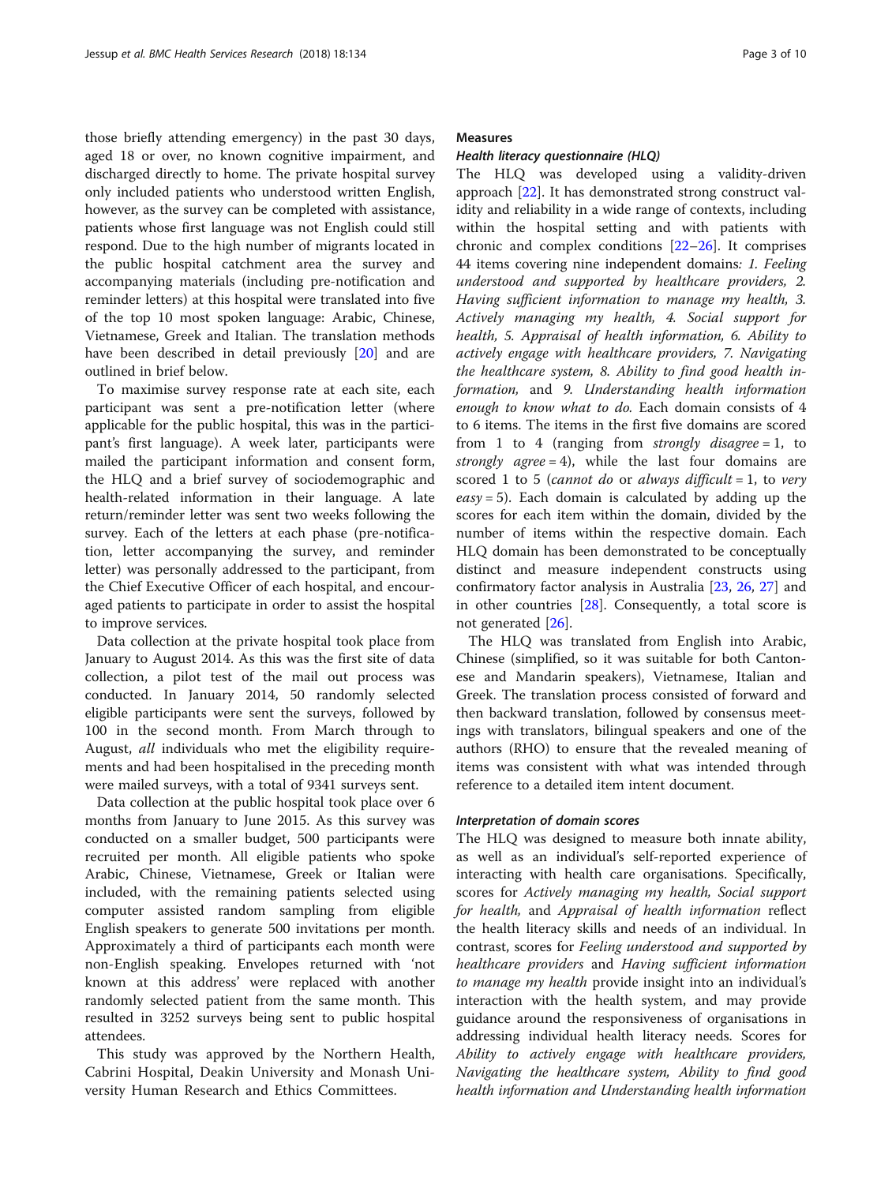those briefly attending emergency) in the past 30 days, aged 18 or over, no known cognitive impairment, and discharged directly to home. The private hospital survey only included patients who understood written English, however, as the survey can be completed with assistance, patients whose first language was not English could still respond. Due to the high number of migrants located in the public hospital catchment area the survey and accompanying materials (including pre-notification and reminder letters) at this hospital were translated into five of the top 10 most spoken language: Arabic, Chinese, Vietnamese, Greek and Italian. The translation methods have been described in detail previously [20] and are outlined in brief below.

To maximise survey response rate at each site, each participant was sent a pre-notification letter (where applicable for the public hospital, this was in the participant's first language). A week later, participants were mailed the participant information and consent form, the HLQ and a brief survey of sociodemographic and health-related information in their language. A late return/reminder letter was sent two weeks following the survey. Each of the letters at each phase (pre-notification, letter accompanying the survey, and reminder letter) was personally addressed to the participant, from the Chief Executive Officer of each hospital, and encouraged patients to participate in order to assist the hospital to improve services.

Data collection at the private hospital took place from January to August 2014. As this was the first site of data collection, a pilot test of the mail out process was conducted. In January 2014, 50 randomly selected eligible participants were sent the surveys, followed by 100 in the second month. From March through to August, *all* individuals who met the eligibility requirements and had been hospitalised in the preceding month were mailed surveys, with a total of 9341 surveys sent.

Data collection at the public hospital took place over 6 months from January to June 2015. As this survey was conducted on a smaller budget, 500 participants were recruited per month. All eligible patients who spoke Arabic, Chinese, Vietnamese, Greek or Italian were included, with the remaining patients selected using computer assisted random sampling from eligible English speakers to generate 500 invitations per month. Approximately a third of participants each month were non-English speaking. Envelopes returned with 'not known at this address' were replaced with another randomly selected patient from the same month. This resulted in 3252 surveys being sent to public hospital attendees.

This study was approved by the Northern Health, Cabrini Hospital, Deakin University and Monash University Human Research and Ethics Committees.

## Measures

### *Health literacy questionnaire (HLQ)*

The HLQ was developed using a validity-driven approach [22]. It has demonstrated strong construct validity and reliability in a wide range of contexts, including within the hospital setting and with patients with chronic and complex conditions [22–26]. It comprises 44 items covering nine independent domains*: 1. Feeling understood and supported by healthcare providers, 2. Having sufficient information to manage my health, 3. Actively managing my health, 4. Social support for health, 5. Appraisal of health information, 6. Ability to actively engage with healthcare providers, 7. Navigating the healthcare system, 8. Ability to find good health information,* and *9. Understanding health information enough to know what to do.* Each domain consists of 4 to 6 items. The items in the first five domains are scored from 1 to 4 (ranging from *strongly disagree* = 1, to *strongly agree* = 4), while the last four domains are scored 1 to 5 (*cannot do* or *always difficult* = 1, to *very easy* = 5). Each domain is calculated by adding up the scores for each item within the domain, divided by the number of items within the respective domain. Each HLQ domain has been demonstrated to be conceptually distinct and measure independent constructs using confirmatory factor analysis in Australia [23, 26, 27] and in other countries [28]. Consequently, a total score is not generated [26].

The HLQ was translated from English into Arabic, Chinese (simplified, so it was suitable for both Cantonese and Mandarin speakers), Vietnamese, Italian and Greek. The translation process consisted of forward and then backward translation, followed by consensus meetings with translators, bilingual speakers and one of the authors (RHO) to ensure that the revealed meaning of items was consistent with what was intended through reference to a detailed item intent document.

### *Interpretation of domain scores*

The HLQ was designed to measure both innate ability, as well as an individual's self-reported experience of interacting with health care organisations. Specifically, scores for *Actively managing my health, Social support for health,* and *Appraisal of health information* reflect the health literacy skills and needs of an individual. In contrast, scores for *Feeling understood and supported by healthcare providers* and *Having sufficient information to manage my health* provide insight into an individual's interaction with the health system, and may provide guidance around the responsiveness of organisations in addressing individual health literacy needs. Scores for *Ability to actively engage with healthcare providers, Navigating the healthcare system, Ability to find good health information and Understanding health information*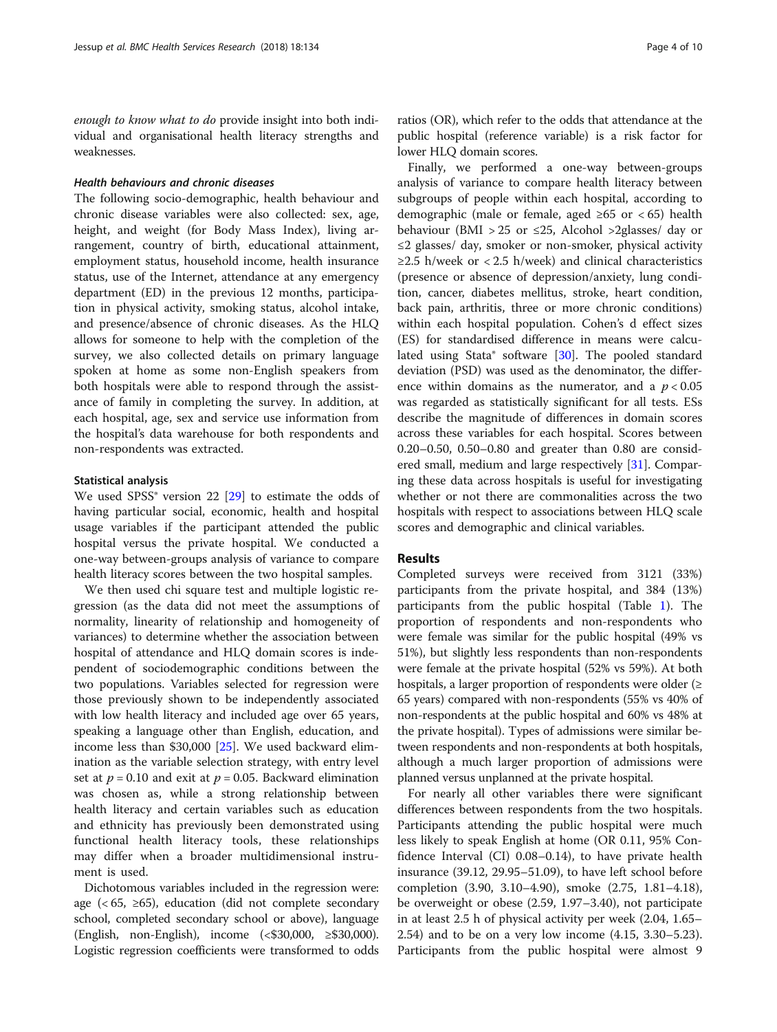*enough to know what to do* provide insight into both individual and organisational health literacy strengths and weaknesses.

#### *Health behaviours and chronic diseases*

The following socio-demographic, health behaviour and chronic disease variables were also collected: sex, age, height, and weight (for Body Mass Index), living arrangement, country of birth, educational attainment, employment status, household income, health insurance status, use of the Internet, attendance at any emergency department (ED) in the previous 12 months, participation in physical activity, smoking status, alcohol intake, and presence/absence of chronic diseases. As the HLQ allows for someone to help with the completion of the survey, we also collected details on primary language spoken at home as some non-English speakers from both hospitals were able to respond through the assistance of family in completing the survey. In addition, at each hospital, age, sex and service use information from the hospital's data warehouse for both respondents and non-respondents was extracted.

### Statistical analysis

We used SPSS® version 22 [29] to estimate the odds of having particular social, economic, health and hospital usage variables if the participant attended the public hospital versus the private hospital. We conducted a one-way between-groups analysis of variance to compare health literacy scores between the two hospital samples.

We then used chi square test and multiple logistic regression (as the data did not meet the assumptions of normality, linearity of relationship and homogeneity of variances) to determine whether the association between hospital of attendance and HLQ domain scores is independent of sociodemographic conditions between the two populations. Variables selected for regression were those previously shown to be independently associated with low health literacy and included age over 65 years, speaking a language other than English, education, and income less than \$30,000 [25]. We used backward elimination as the variable selection strategy, with entry level set at $p = 0.10$ and exit at $p = 0.05$. Backward elimination was chosen as, while a strong relationship between health literacy and certain variables such as education and ethnicity has previously been demonstrated using functional health literacy tools, these relationships may differ when a broader multidimensional instrument is used.

Dichotomous variables included in the regression were: age (< 65, ≥65), education (did not complete secondary school, completed secondary school or above), language (English, non-English), income (<\$30,000, ≥\$30,000). Logistic regression coefficients were transformed to odds ratios (OR), which refer to the odds that attendance at the public hospital (reference variable) is a risk factor for lower HLQ domain scores.

Finally, we performed a one-way between-groups analysis of variance to compare health literacy between subgroups of people within each hospital, according to demographic (male or female, aged ≥65 or < 65) health behaviour (BMI > 25 or ≤25, Alcohol >2glasses/ day or ≤2 glasses/ day, smoker or non-smoker, physical activity ≥2.5 h/week or < 2.5 h/week) and clinical characteristics (presence or absence of depression/anxiety, lung condition, cancer, diabetes mellitus, stroke, heart condition, back pain, arthritis, three or more chronic conditions) within each hospital population. Cohen's d effect sizes (ES) for standardised difference in means were calculated using Stata® software [30]. The pooled standard deviation (PSD) was used as the denominator, the difference within domains as the numerator, and a $p < 0.05$ was regarded as statistically significant for all tests. ESs describe the magnitude of differences in domain scores across these variables for each hospital. Scores between 0.20–0.50, 0.50–0.80 and greater than 0.80 are considered small, medium and large respectively [31]. Comparing these data across hospitals is useful for investigating whether or not there are commonalities across the two hospitals with respect to associations between HLQ scale scores and demographic and clinical variables.

## Results

Completed surveys were received from 3121 (33%) participants from the private hospital, and 384 (13%) participants from the public hospital (Table 1). The proportion of respondents and non-respondents who were female was similar for the public hospital (49% vs 51%), but slightly less respondents than non-respondents were female at the private hospital (52% vs 59%). At both hospitals, a larger proportion of respondents were older (≥ 65 years) compared with non-respondents (55% vs 40% of non-respondents at the public hospital and 60% vs 48% at the private hospital). Types of admissions were similar between respondents and non-respondents at both hospitals, although a much larger proportion of admissions were planned versus unplanned at the private hospital.

For nearly all other variables there were significant differences between respondents from the two hospitals. Participants attending the public hospital were much less likely to speak English at home (OR 0.11, 95% Confidence Interval (CI) 0.08–0.14), to have private health insurance (39.12, 29.95–51.09), to have left school before completion (3.90, 3.10–4.90), smoke (2.75, 1.81–4.18), be overweight or obese (2.59, 1.97–3.40), not participate in at least 2.5 h of physical activity per week (2.04, 1.65–2.54) and to be on a very low income (4.15, 3.30–5.23). Participants from the public hospital were almost 9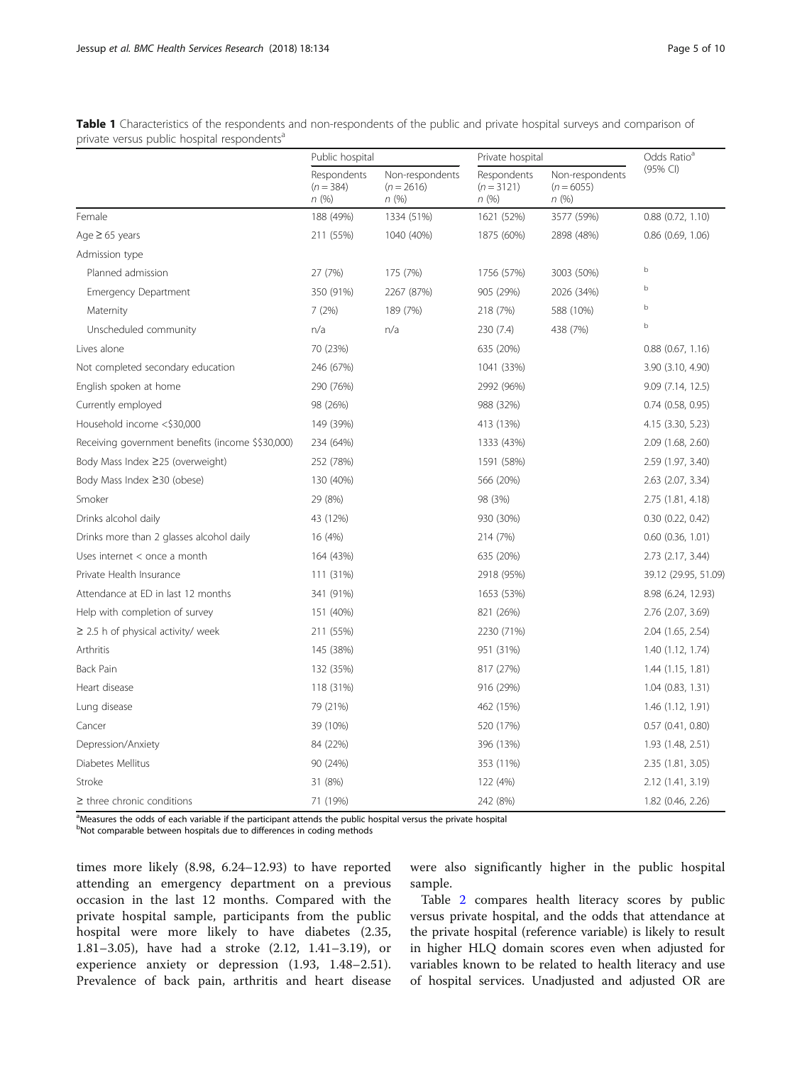**Table 1** Characteristics of the respondents and non-respondents of the public and private hospital surveys and comparison of private versus public hospital respondents[a]

| | Public hospital | | Private hospital | | Odds Ratio[a] (95% CI) |
|---|---|---|---|---|---|
| | Respondents ($n = 384$) n (%) | Non-respondents ($n = 2616$) n (%) | Respondents ($n = 3121$) n (%) | Non-respondents ($n = 6055$) n (%) | |
| Female | 188 (49%) | 1334 (51%) | 1621 (52%) | 3577 (59%) | 0.88 (0.72, 1.10) |
| Age ≥ 65 years | 211 (55%) | 1040 (40%) | 1875 (60%) | 2898 (48%) | 0.86 (0.69, 1.06) |
| Admission type | | | | | |
| Planned admission | 27 (7%) | 175 (7%) | 1756 (57%) | 3003 (50%) | b |
| Emergency Department | 350 (91%) | 2267 (87%) | 905 (29%) | 2026 (34%) | b |
| Maternity | 7 (2%) | 189 (7%) | 218 (7%) | 588 (10%) | b |
| Unscheduled community | n/a | n/a | 230 (7.4) | 438 (7%) | b |
| Lives alone | 70 (23%) | | 635 (20%) | | 0.88 (0.67, 1.16) |
| Not completed secondary education | 246 (67%) | | 1041 (33%) | | 3.90 (3.10, 4.90) |
| English spoken at home | 290 (76%) | | 2992 (96%) | | 9.09 (7.14, 12.5) |
| Currently employed | 98 (26%) | | 988 (32%) | | 0.74 (0.58, 0.95) |
| Household income <$30,000 | 149 (39%) | | 413 (13%) | | 4.15 (3.30, 5.23) |
| Receiving government benefits (income $$30,000) | 234 (64%) | | 1333 (43%) | | 2.09 (1.68, 2.60) |
| Body Mass Index ≥25 (overweight) | 252 (78%) | | 1591 (58%) | | 2.59 (1.97, 3.40) |
| Body Mass Index ≥30 (obese) | 130 (40%) | | 566 (20%) | | 2.63 (2.07, 3.34) |
| Smoker | 29 (8%) | | 98 (3%) | | 2.75 (1.81, 4.18) |
| Drinks alcohol daily | 43 (12%) | | 930 (30%) | | 0.30 (0.22, 0.42) |
| Drinks more than 2 glasses alcohol daily | 16 (4%) | | 214 (7%) | | 0.60 (0.36, 1.01) |
| Uses internet < once a month | 164 (43%) | | 635 (20%) | | 2.73 (2.17, 3.44) |
| Private Health Insurance | 111 (31%) | | 2918 (95%) | | 39.12 (29.95, 51.09) |
| Attendance at ED in last 12 months | 341 (91%) | | 1653 (53%) | | 8.98 (6.24, 12.93) |
| Help with completion of survey | 151 (40%) | | 821 (26%) | | 2.76 (2.07, 3.69) |
| ≥ 2.5 h of physical activity/ week | 211 (55%) | | 2230 (71%) | | 2.04 (1.65, 2.54) |
| Arthritis | 145 (38%) | | 951 (31%) | | 1.40 (1.12, 1.74) |
| Back Pain | 132 (35%) | | 817 (27%) | | 1.44 (1.15, 1.81) |
| Heart disease | 118 (31%) | | 916 (29%) | | 1.04 (0.83, 1.31) |
| Lung disease | 79 (21%) | | 462 (15%) | | 1.46 (1.12, 1.91) |
| Cancer | 39 (10%) | | 520 (17%) | | 0.57 (0.41, 0.80) |
| Depression/Anxiety | 84 (22%) | | 396 (13%) | | 1.93 (1.48, 2.51) |
| Diabetes Mellitus | 90 (24%) | | 353 (11%) | | 2.35 (1.81, 3.05) |
| Stroke | 31 (8%) | | 122 (4%) | | 2.12 (1.41, 3.19) |
| ≥ three chronic conditions | 71 (19%) | | 242 (8%) | | 1.82 (0.46, 2.26) |

[a]Measures the odds of each variable if the participant attends the public hospital versus the private hospital
[b]Not comparable between hospitals due to differences in coding methods

times more likely (8.98, 6.24–12.93) to have reported attending an emergency department on a previous occasion in the last 12 months. Compared with the private hospital sample, participants from the public hospital were more likely to have diabetes (2.35, 1.81–3.05), have had a stroke (2.12, 1.41–3.19), or experience anxiety or depression (1.93, 1.48–2.51). Prevalence of back pain, arthritis and heart disease were also significantly higher in the public hospital sample.

Table 2 compares health literacy scores by public versus private hospital, and the odds that attendance at the private hospital (reference variable) is likely to result in higher HLQ domain scores even when adjusted for variables known to be related to health literacy and use of hospital services. Unadjusted and adjusted OR are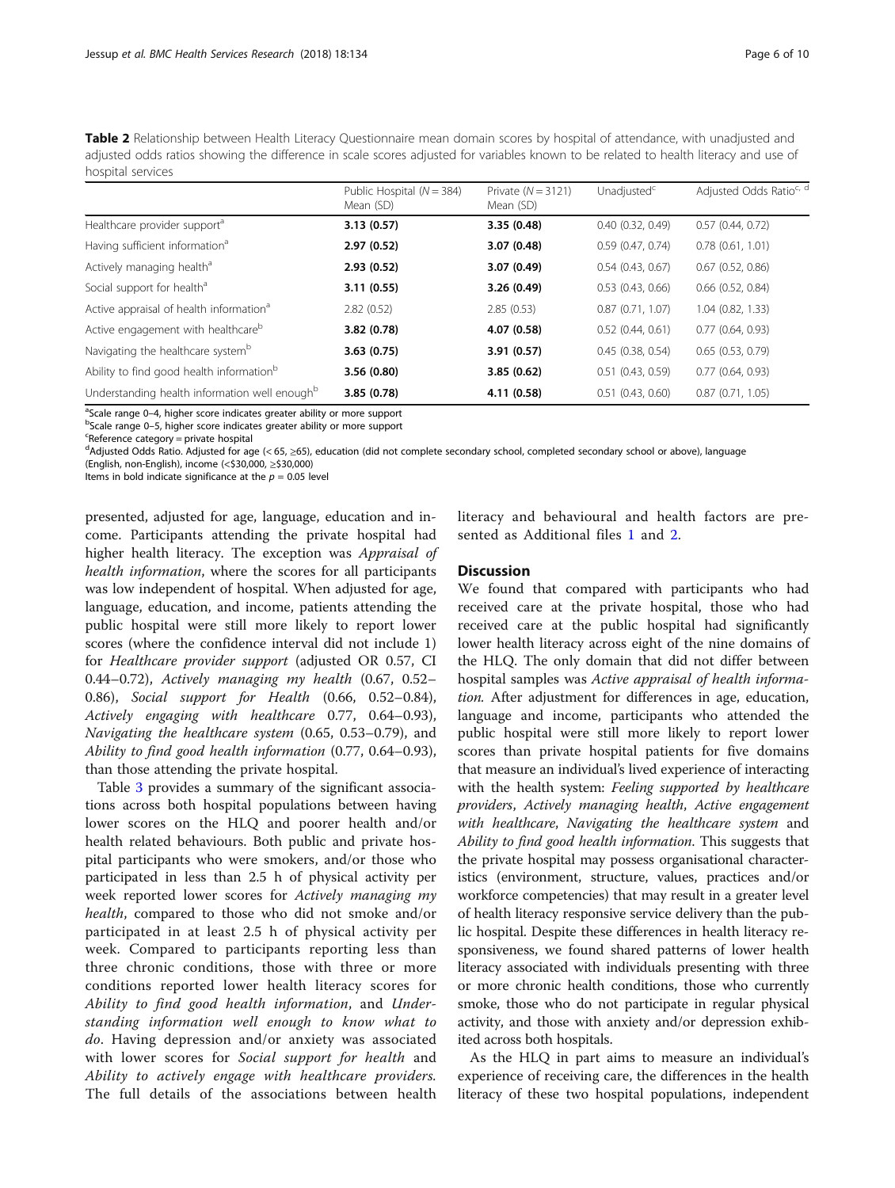**Table 2** Relationship between Health Literacy Questionnaire mean domain scores by hospital of attendance, with unadjusted and adjusted odds ratios showing the difference in scale scores adjusted for variables known to be related to health literacy and use of hospital services

| | Public Hospital (*N* = 384) Mean (SD) | Private (*N* = 3121) Mean (SD) | Unadjusted[c] | Adjusted Odds Ratio[c, d] |
|---|---|---|---|---|
| Healthcare provider support[a] | **3.13 (0.57)** | **3.35 (0.48)** | 0.40 (0.32, 0.49) | 0.57 (0.44, 0.72) |
| Having sufficient information[a] | **2.97 (0.52)** | **3.07 (0.48)** | 0.59 (0.47, 0.74) | 0.78 (0.61, 1.01) |
| Actively managing health[a] | **2.93 (0.52)** | **3.07 (0.49)** | 0.54 (0.43, 0.67) | 0.67 (0.52, 0.86) |
| Social support for health[a] | **3.11 (0.55)** | **3.26 (0.49)** | 0.53 (0.43, 0.66) | 0.66 (0.52, 0.84) |
| Active appraisal of health information[a] | 2.82 (0.52) | 2.85 (0.53) | 0.87 (0.71, 1.07) | 1.04 (0.82, 1.33) |
| Active engagement with healthcare[b] | **3.82 (0.78)** | **4.07 (0.58)** | 0.52 (0.44, 0.61) | 0.77 (0.64, 0.93) |
| Navigating the healthcare system[b] | **3.63 (0.75)** | **3.91 (0.57)** | 0.45 (0.38, 0.54) | 0.65 (0.53, 0.79) |
| Ability to find good health information[b] | **3.56 (0.80)** | **3.85 (0.62)** | 0.51 (0.43, 0.59) | 0.77 (0.64, 0.93) |
| Understanding health information well enough[b] | **3.85 (0.78)** | **4.11 (0.58)** | 0.51 (0.43, 0.60) | 0.87 (0.71, 1.05) |

[a]Scale range 0–4, higher score indicates greater ability or more support
[b]Scale range 0–5, higher score indicates greater ability or more support
[c]Reference category = private hospital
[d]Adjusted Odds Ratio. Adjusted for age (< 65, ≥65), education (did not complete secondary school, completed secondary school or above), language (English, non-English), income (<$30,000, ≥$30,000)
Items in bold indicate significance at the $p = 0.05$ level

presented, adjusted for age, language, education and income. Participants attending the private hospital had higher health literacy. The exception was *Appraisal of health information*, where the scores for all participants was low independent of hospital. When adjusted for age, language, education, and income, patients attending the public hospital were still more likely to report lower scores (where the confidence interval did not include 1) for *Healthcare provider support* (adjusted OR 0.57, CI 0.44–0.72), *Actively managing my health* (0.67, 0.52–0.86), *Social support for Health* (0.66, 0.52–0.84), *Actively engaging with healthcare* 0.77, 0.64–0.93), *Navigating the healthcare system* (0.65, 0.53–0.79), and *Ability to find good health information* (0.77, 0.64–0.93), than those attending the private hospital.

Table 3 provides a summary of the significant associations across both hospital populations between having lower scores on the HLQ and poorer health and/or health related behaviours. Both public and private hospital participants who were smokers, and/or those who participated in less than 2.5 h of physical activity per week reported lower scores for *Actively managing my health*, compared to those who did not smoke and/or participated in at least 2.5 h of physical activity per week. Compared to participants reporting less than three chronic conditions, those with three or more conditions reported lower health literacy scores for *Ability to find good health information*, and *Understanding information well enough to know what to do*. Having depression and/or anxiety was associated with lower scores for *Social support for health* and *Ability to actively engage with healthcare providers.* The full details of the associations between health literacy and behavioural and health factors are presented as Additional files 1 and 2.

## Discussion

We found that compared with participants who had received care at the private hospital, those who had received care at the public hospital had significantly lower health literacy across eight of the nine domains of the HLQ. The only domain that did not differ between hospital samples was *Active appraisal of health information*. After adjustment for differences in age, education, language and income, participants who attended the public hospital were still more likely to report lower scores than private hospital patients for five domains that measure an individual's lived experience of interacting with the health system: *Feeling supported by healthcare providers*, *Actively managing health*, *Active engagement with healthcare*, *Navigating the healthcare system* and *Ability to find good health information*. This suggests that the private hospital may possess organisational characteristics (environment, structure, values, practices and/or workforce competencies) that may result in a greater level of health literacy responsive service delivery than the public hospital. Despite these differences in health literacy responsiveness, we found shared patterns of lower health literacy associated with individuals presenting with three or more chronic health conditions, those who currently smoke, those who do not participate in regular physical activity, and those with anxiety and/or depression exhibited across both hospitals.

As the HLQ in part aims to measure an individual's experience of receiving care, the differences in the health literacy of these two hospital populations, independent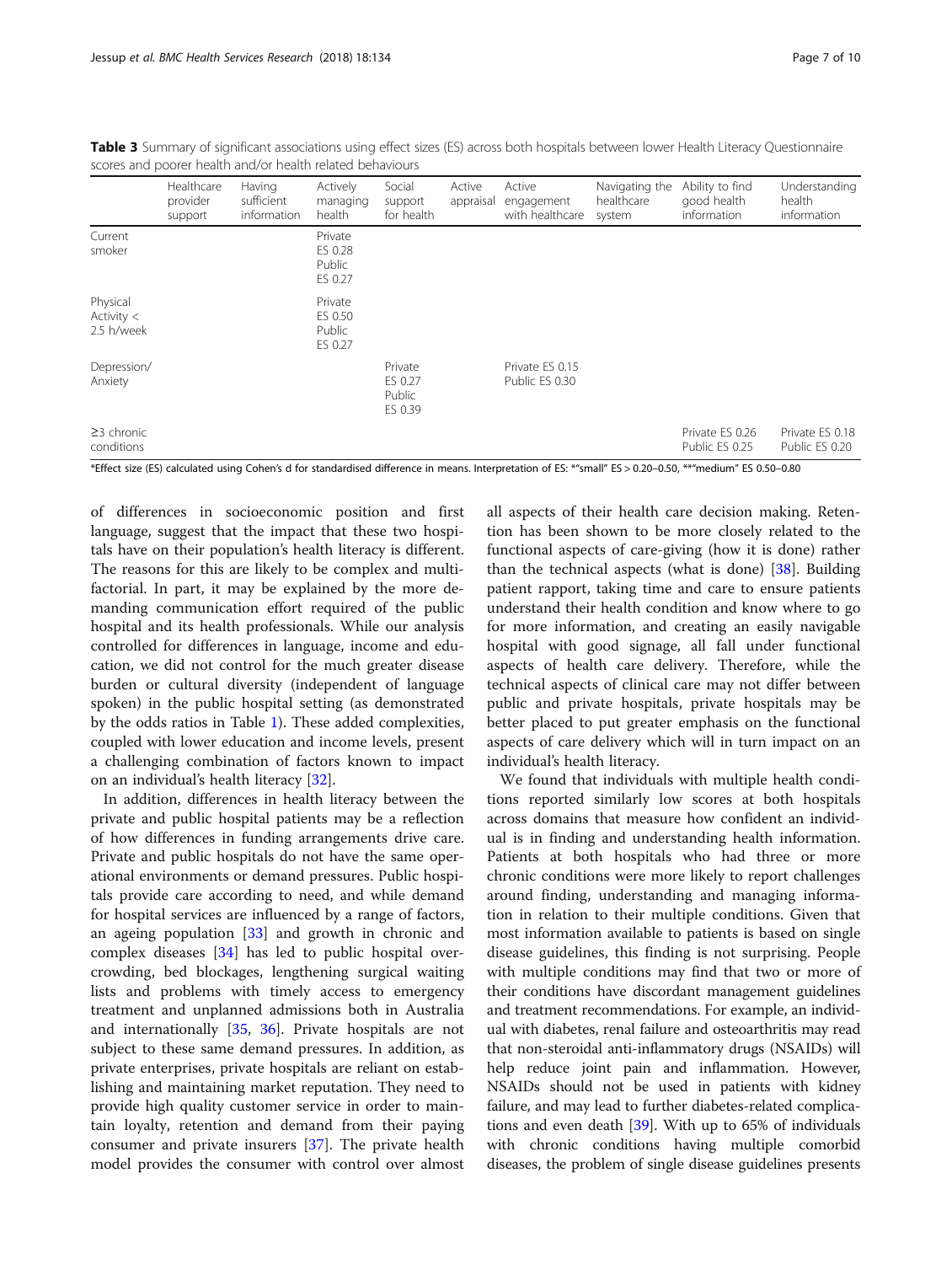**Table 3** Summary of significant associations using effect sizes (ES) across both hospitals between lower Health Literacy Questionnaire scores and poorer health and/or health related behaviours

| | Healthcare provider support | Having sufficient information | Actively managing health | Social support for health | Active appraisal | Active engagement with healthcare | Navigating the healthcare system | Ability to find good health information | Understanding health information |
|---|---|---|---|---|---|---|---|---|---|
| Current smoker | | | Private ES 0.28 Public ES 0.27 | | | | | | |
| Physical Activity < 2.5 h/week | | | Private ES 0.50 Public ES 0.27 | | | | | | |
| Depression/ Anxiety | | | | Private ES 0.27 Public ES 0.39 | | Private ES 0.15 Public ES 0.30 | | | |
| ≥3 chronic conditions | | | | | | | | Private ES 0.26 Public ES 0.25 | Private ES 0.18 Public ES 0.20 |

*Effect size (ES) calculated using Cohen's d for standardised difference in means. Interpretation of ES: *"small" ES > 0.20–0.50, **"medium" ES 0.50–0.80

of differences in socioeconomic position and first language, suggest that the impact that these two hospitals have on their population's health literacy is different. The reasons for this are likely to be complex and multifactorial. In part, it may be explained by the more demanding communication effort required of the public hospital and its health professionals. While our analysis controlled for differences in language, income and education, we did not control for the much greater disease burden or cultural diversity (independent of language spoken) in the public hospital setting (as demonstrated by the odds ratios in Table 1). These added complexities, coupled with lower education and income levels, present a challenging combination of factors known to impact on an individual's health literacy [32].

In addition, differences in health literacy between the private and public hospital patients may be a reflection of how differences in funding arrangements drive care. Private and public hospitals do not have the same operational environments or demand pressures. Public hospitals provide care according to need, and while demand for hospital services are influenced by a range of factors, an ageing population [33] and growth in chronic and complex diseases [34] has led to public hospital overcrowding, bed blockages, lengthening surgical waiting lists and problems with timely access to emergency treatment and unplanned admissions both in Australia and internationally [35, 36]. Private hospitals are not subject to these same demand pressures. In addition, as private enterprises, private hospitals are reliant on establishing and maintaining market reputation. They need to provide high quality customer service in order to maintain loyalty, retention and demand from their paying consumer and private insurers [37]. The private health model provides the consumer with control over almost all aspects of their health care decision making. Retention has been shown to be more closely related to the functional aspects of care-giving (how it is done) rather than the technical aspects (what is done) [38]. Building patient rapport, taking time and care to ensure patients understand their health condition and know where to go for more information, and creating an easily navigable hospital with good signage, all fall under functional aspects of health care delivery. Therefore, while the technical aspects of clinical care may not differ between public and private hospitals, private hospitals may be better placed to put greater emphasis on the functional aspects of care delivery which will in turn impact on an individual's health literacy.

We found that individuals with multiple health conditions reported similarly low scores at both hospitals across domains that measure how confident an individual is in finding and understanding health information. Patients at both hospitals who had three or more chronic conditions were more likely to report challenges around finding, understanding and managing information in relation to their multiple conditions. Given that most information available to patients is based on single disease guidelines, this finding is not surprising. People with multiple conditions may find that two or more of their conditions have discordant management guidelines and treatment recommendations. For example, an individual with diabetes, renal failure and osteoarthritis may read that non-steroidal anti-inflammatory drugs (NSAIDs) will help reduce joint pain and inflammation. However, NSAIDs should not be used in patients with kidney failure, and may lead to further diabetes-related complications and even death [39]. With up to 65% of individuals with chronic conditions having multiple comorbid diseases, the problem of single disease guidelines presents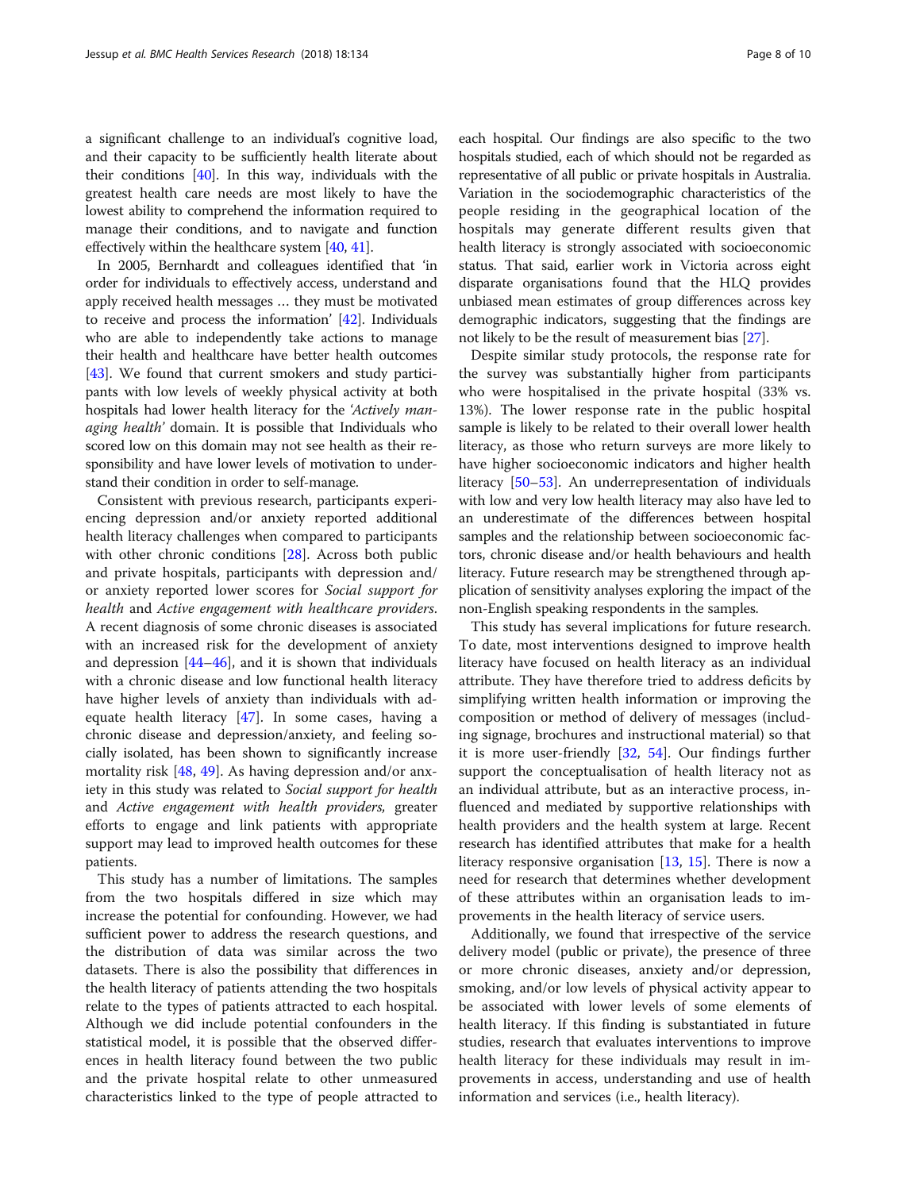a significant challenge to an individual's cognitive load, and their capacity to be sufficiently health literate about their conditions [40]. In this way, individuals with the greatest health care needs are most likely to have the lowest ability to comprehend the information required to manage their conditions, and to navigate and function effectively within the healthcare system [40, 41].

In 2005, Bernhardt and colleagues identified that 'in order for individuals to effectively access, understand and apply received health messages … they must be motivated to receive and process the information' [42]. Individuals who are able to independently take actions to manage their health and healthcare have better health outcomes [43]. We found that current smokers and study participants with low levels of weekly physical activity at both hospitals had lower health literacy for the *'Actively managing health'* domain. It is possible that Individuals who scored low on this domain may not see health as their responsibility and have lower levels of motivation to understand their condition in order to self-manage.

Consistent with previous research, participants experiencing depression and/or anxiety reported additional health literacy challenges when compared to participants with other chronic conditions [28]. Across both public and private hospitals, participants with depression and/or anxiety reported lower scores for *Social support for health* and *Active engagement with healthcare providers*. A recent diagnosis of some chronic diseases is associated with an increased risk for the development of anxiety and depression [44–46], and it is shown that individuals with a chronic disease and low functional health literacy have higher levels of anxiety than individuals with adequate health literacy [47]. In some cases, having a chronic disease and depression/anxiety, and feeling socially isolated, has been shown to significantly increase mortality risk [48, 49]. As having depression and/or anxiety in this study was related to *Social support for health* and *Active engagement with health providers*, greater efforts to engage and link patients with appropriate support may lead to improved health outcomes for these patients.

This study has a number of limitations. The samples from the two hospitals differed in size which may increase the potential for confounding. However, we had sufficient power to address the research questions, and the distribution of data was similar across the two datasets. There is also the possibility that differences in the health literacy of patients attending the two hospitals relate to the types of patients attracted to each hospital. Although we did include potential confounders in the statistical model, it is possible that the observed differences in health literacy found between the two public and the private hospital relate to other unmeasured characteristics linked to the type of people attracted to each hospital. Our findings are also specific to the two hospitals studied, each of which should not be regarded as representative of all public or private hospitals in Australia. Variation in the sociodemographic characteristics of the people residing in the geographical location of the hospitals may generate different results given that health literacy is strongly associated with socioeconomic status. That said, earlier work in Victoria across eight disparate organisations found that the HLQ provides unbiased mean estimates of group differences across key demographic indicators, suggesting that the findings are not likely to be the result of measurement bias [27].

Despite similar study protocols, the response rate for the survey was substantially higher from participants who were hospitalised in the private hospital (33% vs. 13%). The lower response rate in the public hospital sample is likely to be related to their overall lower health literacy, as those who return surveys are more likely to have higher socioeconomic indicators and higher health literacy [50–53]. An underrepresentation of individuals with low and very low health literacy may also have led to an underestimate of the differences between hospital samples and the relationship between socioeconomic factors, chronic disease and/or health behaviours and health literacy. Future research may be strengthened through application of sensitivity analyses exploring the impact of the non-English speaking respondents in the samples.

This study has several implications for future research. To date, most interventions designed to improve health literacy have focused on health literacy as an individual attribute. They have therefore tried to address deficits by simplifying written health information or improving the composition or method of delivery of messages (including signage, brochures and instructional material) so that it is more user-friendly [32, 54]. Our findings further support the conceptualisation of health literacy not as an individual attribute, but as an interactive process, influenced and mediated by supportive relationships with health providers and the health system at large. Recent research has identified attributes that make for a health literacy responsive organisation [13, 15]. There is now a need for research that determines whether development of these attributes within an organisation leads to improvements in the health literacy of service users.

Additionally, we found that irrespective of the service delivery model (public or private), the presence of three or more chronic diseases, anxiety and/or depression, smoking, and/or low levels of physical activity appear to be associated with lower levels of some elements of health literacy. If this finding is substantiated in future studies, research that evaluates interventions to improve health literacy for these individuals may result in improvements in access, understanding and use of health information and services (i.e., health literacy).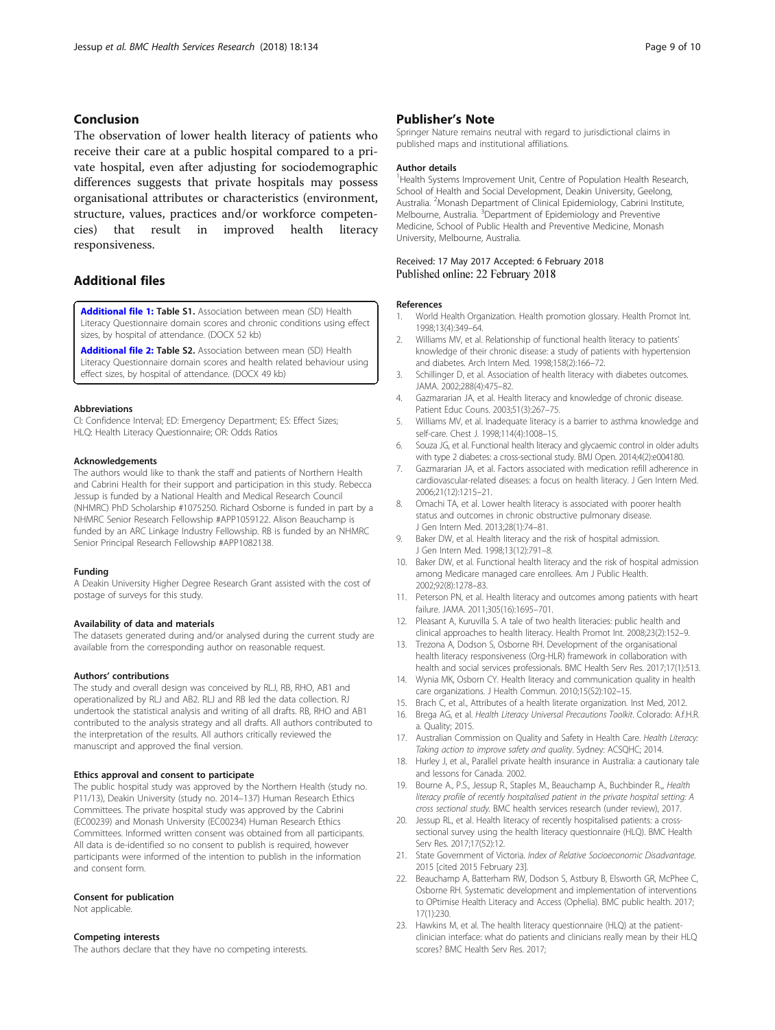## Conclusion

The observation of lower health literacy of patients who receive their care at a public hospital compared to a private hospital, even after adjusting for sociodemographic differences suggests that private hospitals may possess organisational attributes or characteristics (environment, structure, values, practices and/or workforce competencies) that result in improved health literacy responsiveness.

## Additional files

**Additional file 1: Table S1.** Association between mean (SD) Health Literacy Questionnaire domain scores and chronic conditions using effect sizes, by hospital of attendance. (DOCX 52 kb)

**Additional file 2: Table S2.** Association between mean (SD) Health Literacy Questionnaire domain scores and health related behaviour using effect sizes, by hospital of attendance. (DOCX 49 kb)

#### Abbreviations

CI: Confidence Interval; ED: Emergency Department; ES: Effect Sizes; HLQ: Health Literacy Questionnaire; OR: Odds Ratios

#### Acknowledgements

The authors would like to thank the staff and patients of Northern Health and Cabrini Health for their support and participation in this study. Rebecca Jessup is funded by a National Health and Medical Research Council (NHMRC) PhD Scholarship #1075250. Richard Osborne is funded in part by a NHMRC Senior Research Fellowship #APP1059122. Alison Beauchamp is funded by an ARC Linkage Industry Fellowship. RB is funded by an NHMRC Senior Principal Research Fellowship #APP1082138.

#### Funding

A Deakin University Higher Degree Research Grant assisted with the cost of postage of surveys for this study.

#### Availability of data and materials

The datasets generated during and/or analysed during the current study are available from the corresponding author on reasonable request.

#### Authors' contributions

The study and overall design was conceived by RLJ, RB, RHO, AB1 and operationalized by RLJ and AB2. RLJ and RB led the data collection. RJ undertook the statistical analysis and writing of all drafts. RB, RHO and AB1 contributed to the analysis strategy and all drafts. All authors contributed to the interpretation of the results. All authors critically reviewed the manuscript and approved the final version.

#### Ethics approval and consent to participate

The public hospital study was approved by the Northern Health (study no. P11/13), Deakin University (study no. 2014–137) Human Research Ethics Committees. The private hospital study was approved by the Cabrini (EC00239) and Monash University (EC00234) Human Research Ethics Committees. Informed written consent was obtained from all participants. All data is de-identified so no consent to publish is required, however participants were informed of the intention to publish in the information and consent form.

#### Consent for publication

Not applicable.

#### Competing interests

The authors declare that they have no competing interests.

## Publisher's Note

Springer Nature remains neutral with regard to jurisdictional claims in published maps and institutional affiliations.

#### Author details

[1]Health Systems Improvement Unit, Centre of Population Health Research, School of Health and Social Development, Deakin University, Geelong, Australia. [2]Monash Department of Clinical Epidemiology, Cabrini Institute, Melbourne, Australia. [3]Department of Epidemiology and Preventive Medicine, School of Public Health and Preventive Medicine, Monash University, Melbourne, Australia.

Received: 17 May 2017 Accepted: 6 February 2018
Published online: 22 February 2018

#### References

1. World Health Organization. Health promotion glossary. Health Promot Int. 1998;13(4):349–64.
2. Williams MV, et al. Relationship of functional health literacy to patients' knowledge of their chronic disease: a study of patients with hypertension and diabetes. Arch Intern Med. 1998;158(2):166–72.
3. Schillinger D, et al. Association of health literacy with diabetes outcomes. JAMA. 2002;288(4):475–82.
4. Gazmararian JA, et al. Health literacy and knowledge of chronic disease. Patient Educ Couns. 2003;51(3):267–75.
5. Williams MV, et al. Inadequate literacy is a barrier to asthma knowledge and self-care. Chest J. 1998;114(4):1008–15.
6. Souza JG, et al. Functional health literacy and glycaemic control in older adults with type 2 diabetes: a cross-sectional study. BMJ Open. 2014;4(2):e004180.
7. Gazmararian JA, et al. Factors associated with medication refill adherence in cardiovascular-related diseases: a focus on health literacy. J Gen Intern Med. 2006;21(12):1215–21.
8. Omachi TA, et al. Lower health literacy is associated with poorer health status and outcomes in chronic obstructive pulmonary disease. J Gen Intern Med. 2013;28(1):74–81.
9. Baker DW, et al. Health literacy and the risk of hospital admission. J Gen Intern Med. 1998;13(12):791–8.
10. Baker DW, et al. Functional health literacy and the risk of hospital admission among Medicare managed care enrollees. Am J Public Health. 2002;92(8):1278–83.
11. Peterson PN, et al. Health literacy and outcomes among patients with heart failure. JAMA. 2011;305(16):1695–701.
12. Pleasant A, Kuruvilla S. A tale of two health literacies: public health and clinical approaches to health literacy. Health Promot Int. 2008;23(2):152–9.
13. Trezona A, Dodson S, Osborne RH. Development of the organisational health literacy responsiveness (Org-HLR) framework in collaboration with health and social services professionals. BMC Health Serv Res. 2017;17(1):513.
14. Wynia MK, Osborn CY. Health literacy and communication quality in health care organizations. J Health Commun. 2010;15(S2):102–15.
15. Brach C, et al., Attributes of a health literate organization. Inst Med, 2012.
16. Brega AG, et al. *Health Literacy Universal Precautions Toolkit*. Colorado: A.f.H.R. a. Quality; 2015.
17. Australian Commission on Quality and Safety in Health Care. *Health Literacy: Taking action to improve safety and quality*. Sydney: ACSQHC; 2014.
18. Hurley J, et al., Parallel private health insurance in Australia: a cautionary tale and lessons for Canada. 2002.
19. Bourne A., P.S., Jessup R., Staples M., Beauchamp A., Buchbinder R.,, *Health literacy profile of recently hospitalised patient in the private hospital setting: A cross sectional study*. BMC health services research (under review), 2017.
20. Jessup RL, et al. Health literacy of recently hospitalised patients: a cross-sectional survey using the health literacy questionnaire (HLQ). BMC Health Serv Res. 2017;17(52):12.
21. State Government of Victoria. *Index of Relative Socioeconomic Disadvantage*. 2015 [cited 2015 February 23].
22. Beauchamp A, Batterham RW, Dodson S, Astbury B, Elsworth GR, McPhee C, Osborne RH. Systematic development and implementation of interventions to OPtimise Health Literacy and Access (Ophelia). BMC public health. 2017; 17(1):230.
23. Hawkins M, et al. The health literacy questionnaire (HLQ) at the patient-clinician interface: what do patients and clinicians really mean by their HLQ scores? BMC Health Serv Res. 2017;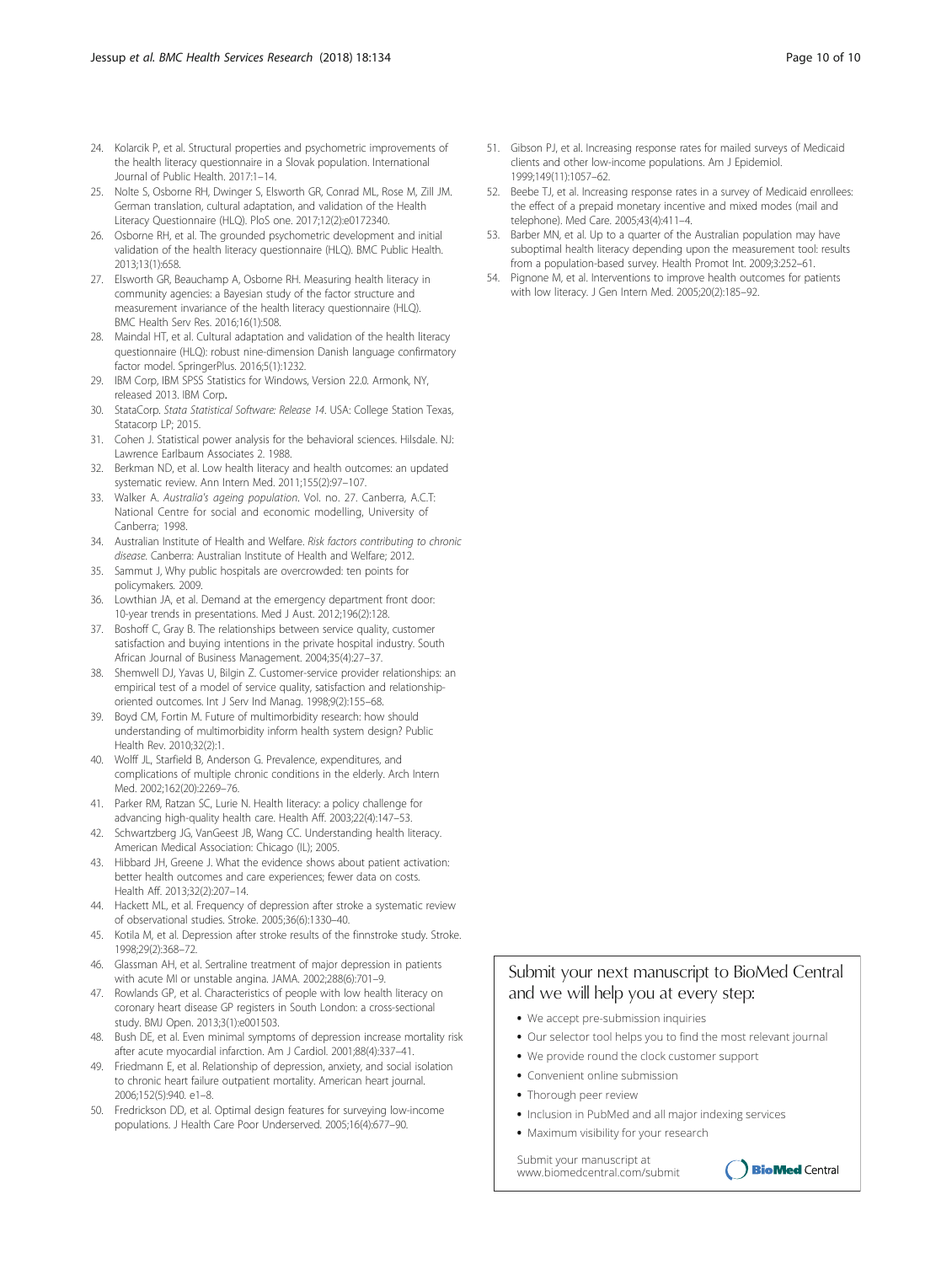24. Kolarcik P, et al. Structural properties and psychometric improvements of the health literacy questionnaire in a Slovak population. International Journal of Public Health. 2017:1–14.
25. Nolte S, Osborne RH, Dwinger S, Elsworth GR, Conrad ML, Rose M, Zill JM. German translation, cultural adaptation, and validation of the Health Literacy Questionnaire (HLQ). PloS one. 2017;12(2):e0172340.
26. Osborne RH, et al. The grounded psychometric development and initial validation of the health literacy questionnaire (HLQ). BMC Public Health. 2013;13(1):658.
27. Elsworth GR, Beauchamp A, Osborne RH. Measuring health literacy in community agencies: a Bayesian study of the factor structure and measurement invariance of the health literacy questionnaire (HLQ). BMC Health Serv Res. 2016;16(1):508.
28. Maindal HT, et al. Cultural adaptation and validation of the health literacy questionnaire (HLQ): robust nine-dimension Danish language confirmatory factor model. SpringerPlus. 2016;5(1):1232.
29. IBM Corp, IBM SPSS Statistics for Windows, Version 22.0. Armonk, NY, released 2013. IBM Corp.
30. StataCorp. *Stata Statistical Software: Release 14*. USA: College Station Texas, Statacorp LP; 2015.
31. Cohen J. Statistical power analysis for the behavioral sciences. Hilsdale. NJ: Lawrence Earlbaum Associates 2. 1988.
32. Berkman ND, et al. Low health literacy and health outcomes: an updated systematic review. Ann Intern Med. 2011;155(2):97–107.
33. Walker A. *Australia's ageing population*. Vol. no. 27. Canberra, A.C.T: National Centre for social and economic modelling, University of Canberra; 1998.
34. Australian Institute of Health and Welfare. *Risk factors contributing to chronic disease*. Canberra: Australian Institute of Health and Welfare; 2012.
35. Sammut J, Why public hospitals are overcrowded: ten points for policymakers. 2009.
36. Lowthian JA, et al. Demand at the emergency department front door: 10-year trends in presentations. Med J Aust. 2012;196(2):128.
37. Boshoff C, Gray B. The relationships between service quality, customer satisfaction and buying intentions in the private hospital industry. South African Journal of Business Management. 2004;35(4):27–37.
38. Shemwell DJ, Yavas U, Bilgin Z. Customer-service provider relationships: an empirical test of a model of service quality, satisfaction and relationship-oriented outcomes. Int J Serv Ind Manag. 1998;9(2):155–68.
39. Boyd CM, Fortin M. Future of multimorbidity research: how should understanding of multimorbidity inform health system design? Public Health Rev. 2010;32(2):1.
40. Wolff JL, Starfield B, Anderson G. Prevalence, expenditures, and complications of multiple chronic conditions in the elderly. Arch Intern Med. 2002;162(20):2269–76.
41. Parker RM, Ratzan SC, Lurie N. Health literacy: a policy challenge for advancing high-quality health care. Health Aff. 2003;22(4):147–53.
42. Schwartzberg JG, VanGeest JB, Wang CC. Understanding health literacy. American Medical Association: Chicago (IL); 2005.
43. Hibbard JH, Greene J. What the evidence shows about patient activation: better health outcomes and care experiences; fewer data on costs. Health Aff. 2013;32(2):207–14.
44. Hackett ML, et al. Frequency of depression after stroke a systematic review of observational studies. Stroke. 2005;36(6):1330–40.
45. Kotila M, et al. Depression after stroke results of the finnstroke study. Stroke. 1998;29(2):368–72.
46. Glassman AH, et al. Sertraline treatment of major depression in patients with acute MI or unstable angina. JAMA. 2002;288(6):701–9.
47. Rowlands GP, et al. Characteristics of people with low health literacy on coronary heart disease GP registers in South London: a cross-sectional study. BMJ Open. 2013;3(1):e001503.
48. Bush DE, et al. Even minimal symptoms of depression increase mortality risk after acute myocardial infarction. Am J Cardiol. 2001;88(4):337–41.
49. Friedmann E, et al. Relationship of depression, anxiety, and social isolation to chronic heart failure outpatient mortality. American heart journal. 2006;152(5):940. e1–8.
50. Fredrickson DD, et al. Optimal design features for surveying low-income populations. J Health Care Poor Underserved. 2005;16(4):677–90.
51. Gibson PJ, et al. Increasing response rates for mailed surveys of Medicaid clients and other low-income populations. Am J Epidemiol. 1999;149(11):1057–62.
52. Beebe TJ, et al. Increasing response rates in a survey of Medicaid enrollees: the effect of a prepaid monetary incentive and mixed modes (mail and telephone). Med Care. 2005;43(4):411–4.
53. Barber MN, et al. Up to a quarter of the Australian population may have suboptimal health literacy depending upon the measurement tool: results from a population-based survey. Health Promot Int. 2009;3:252–61.
54. Pignone M, et al. Interventions to improve health outcomes for patients with low literacy. J Gen Intern Med. 2005;20(2):185–92.

Submit your next manuscript to BioMed Central and we will help you at every step:

- We accept pre-submission inquiries
- Our selector tool helps you to find the most relevant journal
- We provide round the clock customer support
- Convenient online submission
- Thorough peer review
- Inclusion in PubMed and all major indexing services
- Maximum visibility for your research

Submit your manuscript at www.biomedcentral.com/submit

BioMed Central